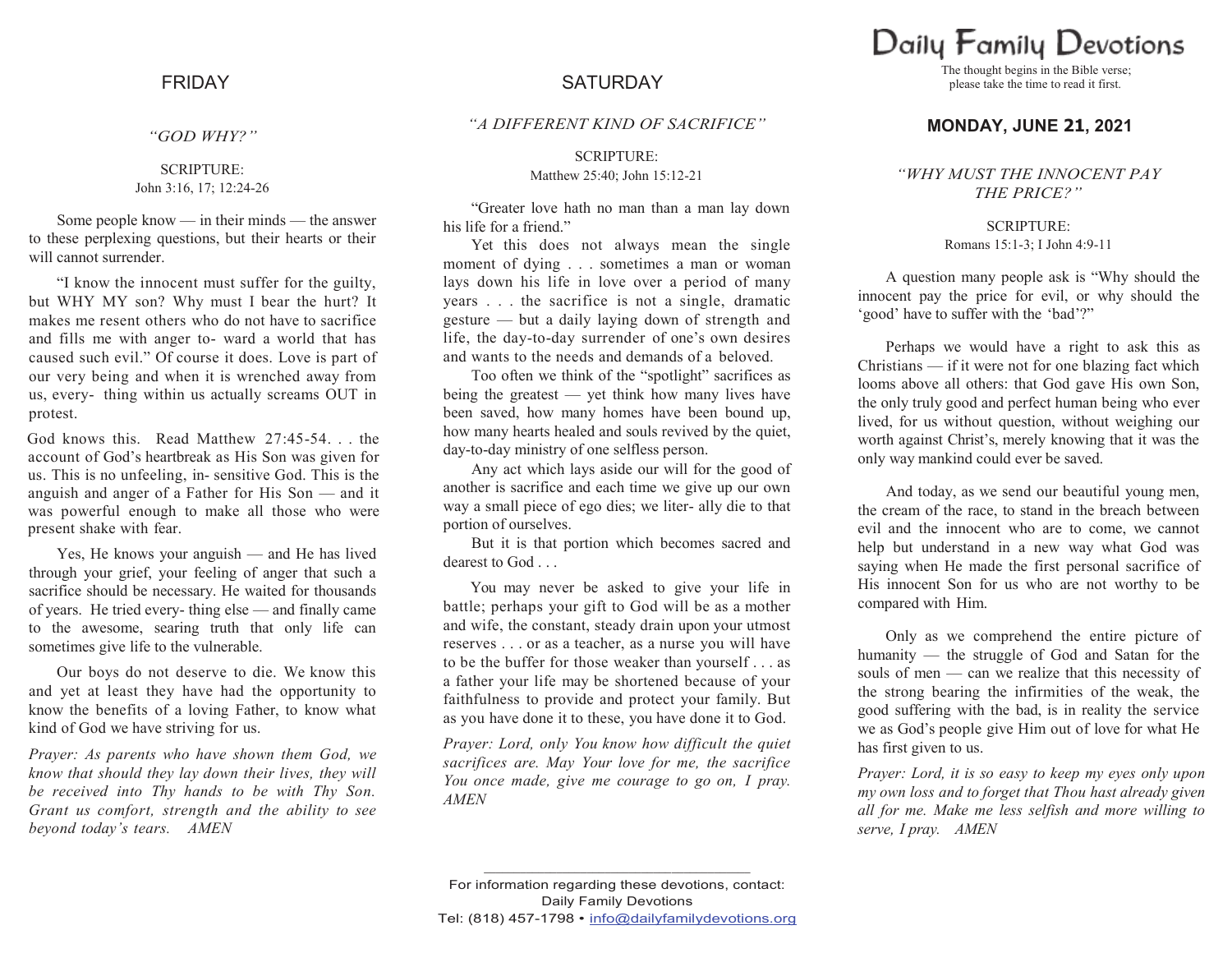# Daily Family Devotions

The thought begins in the Bible verse;
please take the time to read it first.

## MONDAY, JUNE 21, 2021

### *"WHY MUST THE INNOCENT PAY THE PRICE?"*

SCRIPTURE:
Romans 15:1-3; I John 4:9-11

A question many people ask is "Why should the innocent pay the price for evil, or why should the 'good' have to suffer with the 'bad'?"

Perhaps we would have a right to ask this as Christians — if it were not for one blazing fact which looms above all others: that God gave His own Son, the only truly good and perfect human being who ever lived, for us without question, without weighing our worth against Christ's, merely knowing that it was the only way mankind could ever be saved.

And today, as we send our beautiful young men, the cream of the race, to stand in the breach between evil and the innocent who are to come, we cannot help but understand in a new way what God was saying when He made the first personal sacrifice of His innocent Son for us who are not worthy to be compared with Him.

Only as we comprehend the entire picture of humanity — the struggle of God and Satan for the souls of men — can we realize that this necessity of the strong bearing the infirmities of the weak, the good suffering with the bad, is in reality the service we as God's people give Him out of love for what He has first given to us.

*Prayer: Lord, it is so easy to keep my eyes only upon my own loss and to forget that Thou hast already given all for me. Make me less selfish and more willing to serve, I pray. AMEN*

## FRIDAY

### *"GOD WHY?"*

SCRIPTURE:
John 3:16, 17; 12:24-26

Some people know — in their minds — the answer to these perplexing questions, but their hearts or their will cannot surrender.

"I know the innocent must suffer for the guilty, but WHY MY son? Why must I bear the hurt? It makes me resent others who do not have to sacrifice and fills me with anger to- ward a world that has caused such evil." Of course it does. Love is part of our very being and when it is wrenched away from us, every- thing within us actually screams OUT in protest.

God knows this. Read Matthew 27:45-54. . . the account of God's heartbreak as His Son was given for us. This is no unfeeling, in- sensitive God. This is the anguish and anger of a Father for His Son — and it was powerful enough to make all those who were present shake with fear.

Yes, He knows your anguish — and He has lived through your grief, your feeling of anger that such a sacrifice should be necessary. He waited for thousands of years. He tried every- thing else — and finally came to the awesome, searing truth that only life can sometimes give life to the vulnerable.

Our boys do not deserve to die. We know this and yet at least they have had the opportunity to know the benefits of a loving Father, to know what kind of God we have striving for us.

*Prayer: As parents who have shown them God, we know that should they lay down their lives, they will be received into Thy hands to be with Thy Son. Grant us comfort, strength and the ability to see beyond today's tears. AMEN*

## SATURDAY

### *"A DIFFERENT KIND OF SACRIFICE"*

SCRIPTURE:
Matthew 25:40; John 15:12-21

"Greater love hath no man than a man lay down his life for a friend."

Yet this does not always mean the single moment of dying . . . sometimes a man or woman lays down his life in love over a period of many years . . . the sacrifice is not a single, dramatic gesture — but a daily laying down of strength and life, the day-to-day surrender of one's own desires and wants to the needs and demands of a beloved.

Too often we think of the "spotlight" sacrifices as being the greatest — yet think how many lives have been saved, how many homes have been bound up, how many hearts healed and souls revived by the quiet, day-to-day ministry of one selfless person.

Any act which lays aside our will for the good of another is sacrifice and each time we give up our own way a small piece of ego dies; we liter- ally die to that portion of ourselves.

But it is that portion which becomes sacred and dearest to God . . .

You may never be asked to give your life in battle; perhaps your gift to God will be as a mother and wife, the constant, steady drain upon your utmost reserves . . . or as a teacher, as a nurse you will have to be the buffer for those weaker than yourself . . . as a father your life may be shortened because of your faithfulness to provide and protect your family. But as you have done it to these, you have done it to God.

*Prayer: Lord, only You know how difficult the quiet sacrifices are. May Your love for me, the sacrifice You once made, give me courage to go on, I pray. AMEN*

---

For information regarding these devotions, contact:
Daily Family Devotions
Tel: (818) 457-1798 • info@dailyfamilydevotions.org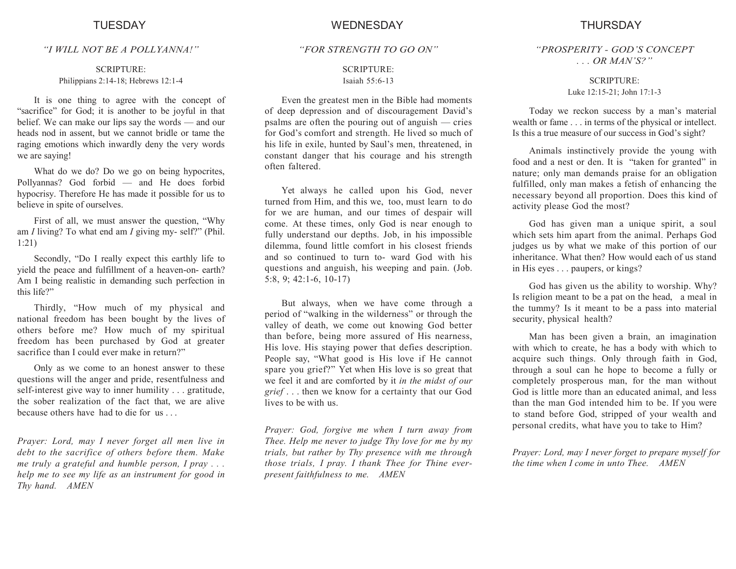## TUESDAY

*"I WILL NOT BE A POLLYANNA!"*

SCRIPTURE:
Philippians 2:14-18; Hebrews 12:1-4

It is one thing to agree with the concept of "sacrifice" for God; it is another to be joyful in that belief. We can make our lips say the words — and our heads nod in assent, but we cannot bridle or tame the raging emotions which inwardly deny the very words we are saying!

What do we do? Do we go on being hypocrites, Pollyannas? God forbid — and He does forbid hypocrisy. Therefore He has made it possible for us to believe in spite of ourselves.

First of all, we must answer the question, "Why am *I* living? To what end am *I* giving my- self?" (Phil. 1:21)

Secondly, "Do I really expect this earthly life to yield the peace and fulfillment of a heaven-on- earth? Am I being realistic in demanding such perfection in this life?"

Thirdly, "How much of my physical and national freedom has been bought by the lives of others before me? How much of my spiritual freedom has been purchased by God at greater sacrifice than I could ever make in return?"

Only as we come to an honest answer to these questions will the anger and pride, resentfulness and self-interest give way to inner humility . . . gratitude, the sober realization of the fact that, we are alive because others have had to die for us . . .

*Prayer: Lord, may I never forget all men live in debt to the sacrifice of others before them. Make me truly a grateful and humble person, I pray . . . help me to see my life as an instrument for good in Thy hand. AMEN*

## WEDNESDAY

*"FOR STRENGTH TO GO ON"*

SCRIPTURE:
Isaiah 55:6-13

Even the greatest men in the Bible had moments of deep depression and of discouragement David's psalms are often the pouring out of anguish — cries for God's comfort and strength. He lived so much of his life in exile, hunted by Saul's men, threatened, in constant danger that his courage and his strength often faltered.

Yet always he called upon his God, never turned from Him, and this we, too, must learn to do for we are human, and our times of despair will come. At these times, only God is near enough to fully understand our depths. Job, in his impossible dilemma, found little comfort in his closest friends and so continued to turn to- ward God with his questions and anguish, his weeping and pain. (Job. 5:8, 9; 42:1-6, 10-17)

But always, when we have come through a period of "walking in the wilderness" or through the valley of death, we come out knowing God better than before, being more assured of His nearness, His love. His staying power that defies description. People say, "What good is His love if He cannot spare you grief?" Yet when His love is so great that we feel it and are comforted by it *in the midst of our grief* . . . then we know for a certainty that our God lives to be with us.

*Prayer: God, forgive me when I turn away from Thee. Help me never to judge Thy love for me by my trials, but rather by Thy presence with me through those trials, I pray. I thank Thee for Thine ever-present faithfulness to me. AMEN*

## THURSDAY

*"PROSPERITY - GOD'S CONCEPT . . . OR MAN'S?"*

SCRIPTURE:
Luke 12:15-21; John 17:1-3

Today we reckon success by a man's material wealth or fame . . . in terms of the physical or intellect. Is this a true measure of our success in God's sight?

Animals instinctively provide the young with food and a nest or den. It is "taken for granted" in nature; only man demands praise for an obligation fulfilled, only man makes a fetish of enhancing the necessary beyond all proportion. Does this kind of activity please God the most?

God has given man a unique spirit, a soul which sets him apart from the animal. Perhaps God judges us by what we make of this portion of our inheritance. What then? How would each of us stand in His eyes . . . paupers, or kings?

God has given us the ability to worship. Why? Is religion meant to be a pat on the head, a meal in the tummy? Is it meant to be a pass into material security, physical health?

Man has been given a brain, an imagination with which to create, he has a body with which to acquire such things. Only through faith in God, through a soul can he hope to become a fully or completely prosperous man, for the man without God is little more than an educated animal, and less than the man God intended him to be. If you were to stand before God, stripped of your wealth and personal credits, what have you to take to Him?

*Prayer: Lord, may I never forget to prepare myself for the time when I come in unto Thee. AMEN*